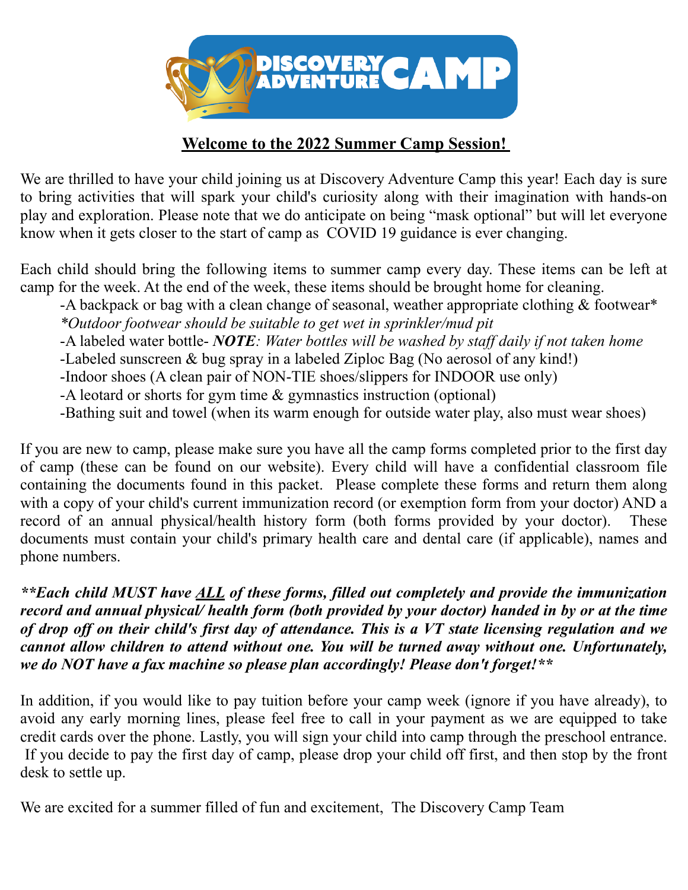DISCOVERY ADVENTURE CAMP

## Welcome to the 2022 Summer Camp Session!

We are thrilled to have your child joining us at Discovery Adventure Camp this year! Each day is sure to bring activities that will spark your child's curiosity along with their imagination with hands-on play and exploration. Please note that we do anticipate on being "mask optional" but will let everyone know when it gets closer to the start of camp as COVID 19 guidance is ever changing.

Each child should bring the following items to summer camp every day. These items can be left at camp for the week. At the end of the week, these items should be brought home for cleaning.

- A backpack or bag with a clean change of seasonal, weather appropriate clothing & footwear*
  *\*Outdoor footwear should be suitable to get wet in sprinkler/mud pit*
- A labeled water bottle- ***NOTE****: Water bottles will be washed by staff daily if not taken home*
- Labeled sunscreen & bug spray in a labeled Ziploc Bag (No aerosol of any kind!)
- Indoor shoes (A clean pair of NON-TIE shoes/slippers for INDOOR use only)
- A leotard or shorts for gym time & gymnastics instruction (optional)
- Bathing suit and towel (when its warm enough for outside water play, also must wear shoes)

If you are new to camp, please make sure you have all the camp forms completed prior to the first day of camp (these can be found on our website). Every child will have a confidential classroom file containing the documents found in this packet. Please complete these forms and return them along with a copy of your child's current immunization record (or exemption form from your doctor) AND a record of an annual physical/health history form (both forms provided by your doctor). These documents must contain your child's primary health care and dental care (if applicable), names and phone numbers.

***\*\*Each child MUST have <u>ALL</u> of these forms, filled out completely and provide the immunization record and annual physical/ health form (both provided by your doctor) handed in by or at the time of drop off on their child's first day of attendance. This is a VT state licensing regulation and we cannot allow children to attend without one. You will be turned away without one. Unfortunately, we do NOT have a fax machine so please plan accordingly! Please don't forget!\*\****

In addition, if you would like to pay tuition before your camp week (ignore if you have already), to avoid any early morning lines, please feel free to call in your payment as we are equipped to take credit cards over the phone. Lastly, you will sign your child into camp through the preschool entrance. If you decide to pay the first day of camp, please drop your child off first, and then stop by the front desk to settle up.

We are excited for a summer filled of fun and excitement, The Discovery Camp Team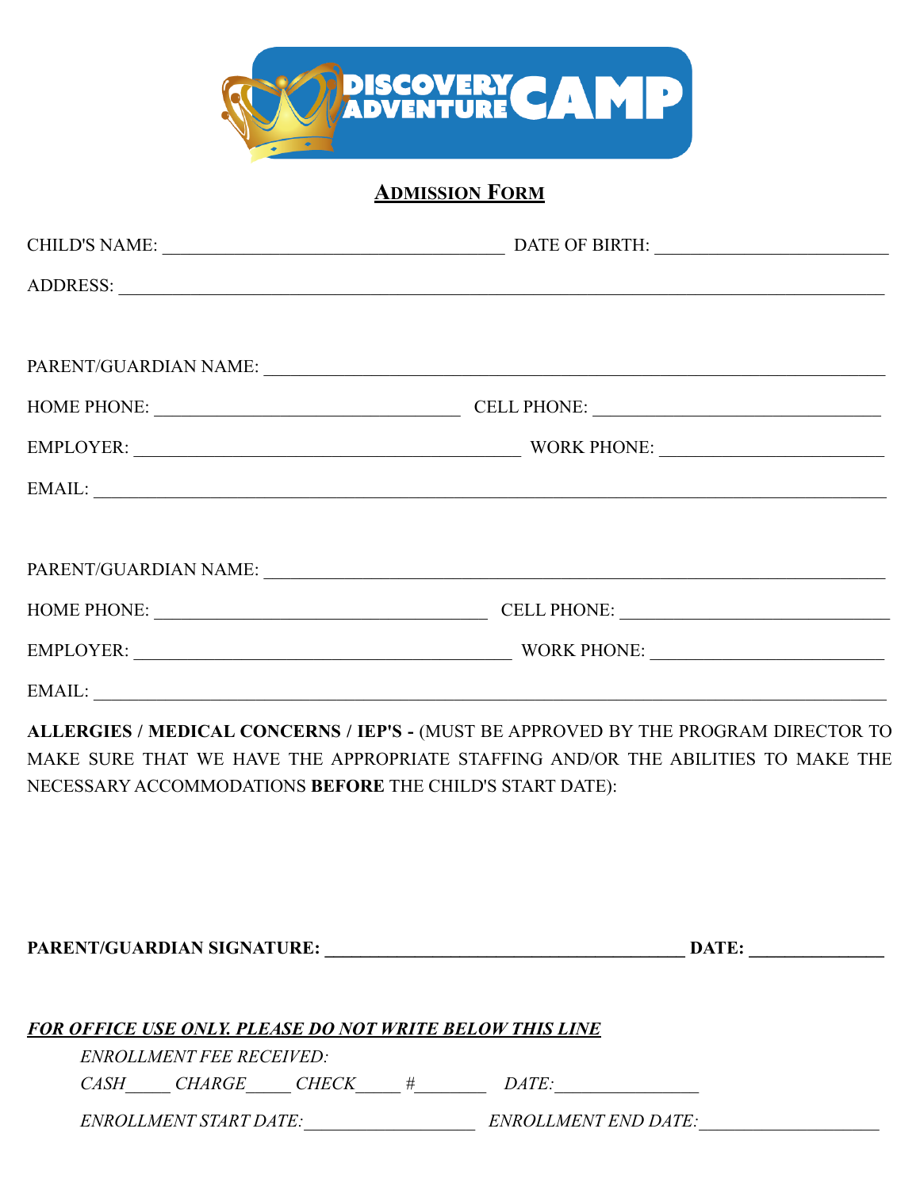# DISCOVERY ADVENTURE CAMP

## ADMISSION FORM

CHILD'S NAME: ______________________________ DATE OF BIRTH: ______________________

ADDRESS: ____________________________________________________________________

PARENT/GUARDIAN NAME: ______________________________________________________

HOME PHONE: ____________________________ CELL PHONE: ___________________________

EMPLOYER: ______________________________________ WORK PHONE: ______________________

EMAIL: ______________________________________________________________________

PARENT/GUARDIAN NAME: ______________________________________________________

HOME PHONE: ____________________________ CELL PHONE: ___________________________

EMPLOYER: ______________________________________ WORK PHONE: ______________________

EMAIL: ______________________________________________________________________

**ALLERGIES / MEDICAL CONCERNS / IEP'S -** (MUST BE APPROVED BY THE PROGRAM DIRECTOR TO MAKE SURE THAT WE HAVE THE APPROPRIATE STAFFING AND/OR THE ABILITIES TO MAKE THE NECESSARY ACCOMMODATIONS **BEFORE** THE CHILD'S START DATE):

**PARENT/GUARDIAN SIGNATURE: ____________________________________ DATE: ______________**

***FOR OFFICE USE ONLY. PLEASE DO NOT WRITE BELOW THIS LINE***

*ENROLLMENT FEE RECEIVED:*

*CASH_____ CHARGE_____ CHECK_____ #________ DATE:________________*

*ENROLLMENT START DATE:___________________ ENROLLMENT END DATE:____________________*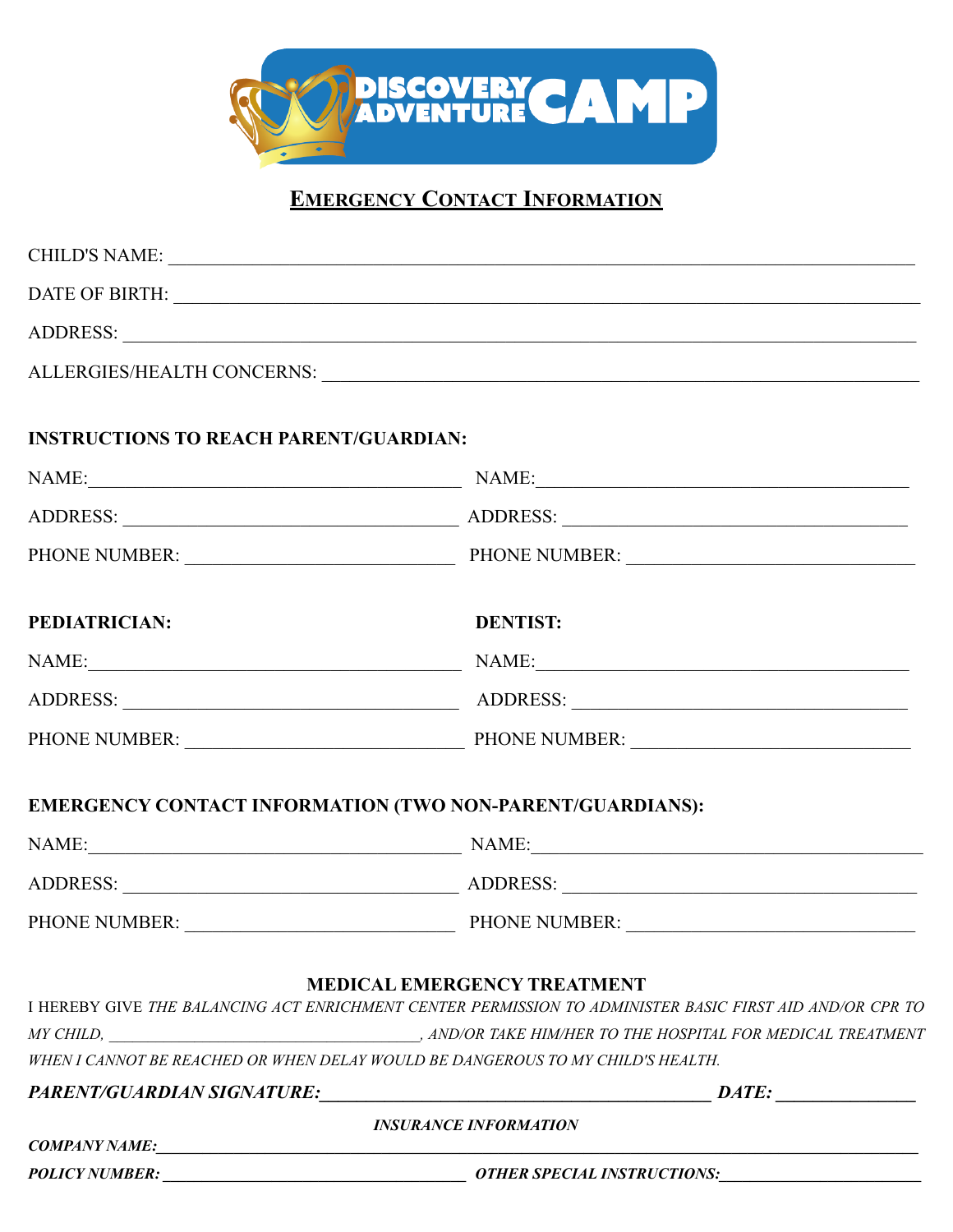DISCOVERY ADVENTURE CAMP

## EMERGENCY CONTACT INFORMATION

CHILD'S NAME: ____________________________________________

DATE OF BIRTH: ____________________________________________

ADDRESS: ____________________________________________

ALLERGIES/HEALTH CONCERNS: ____________________________________________

**INSTRUCTIONS TO REACH PARENT/GUARDIAN:**

NAME: ______________________ NAME: ______________________

ADDRESS: ______________________ ADDRESS: ______________________

PHONE NUMBER: ______________________ PHONE NUMBER: ______________________

**PEDIATRICIAN:**

NAME: ______________________

ADDRESS: ______________________

PHONE NUMBER: ______________________

**DENTIST:**

NAME: ______________________

ADDRESS: ______________________

PHONE NUMBER: ______________________

**EMERGENCY CONTACT INFORMATION (TWO NON-PARENT/GUARDIANS):**

NAME: ______________________ NAME: ______________________

ADDRESS: ______________________ ADDRESS: ______________________

PHONE NUMBER: ______________________ PHONE NUMBER: ______________________

**MEDICAL EMERGENCY TREATMENT**

I HEREBY GIVE *THE BALANCING ACT ENRICHMENT CENTER PERMISSION TO ADMINISTER BASIC FIRST AID AND/OR CPR TO MY CHILD, ______________________, AND/OR TAKE HIM/HER TO THE HOSPITAL FOR MEDICAL TREATMENT WHEN I CANNOT BE REACHED OR WHEN DELAY WOULD BE DANGEROUS TO MY CHILD'S HEALTH.*

***PARENT/GUARDIAN SIGNATURE:*** ______________________ ***DATE:*** ______________

***INSURANCE INFORMATION***

***COMPANY NAME:*** ____________________________________________

***POLICY NUMBER:*** ______________________ ***OTHER SPECIAL INSTRUCTIONS:*** ______________________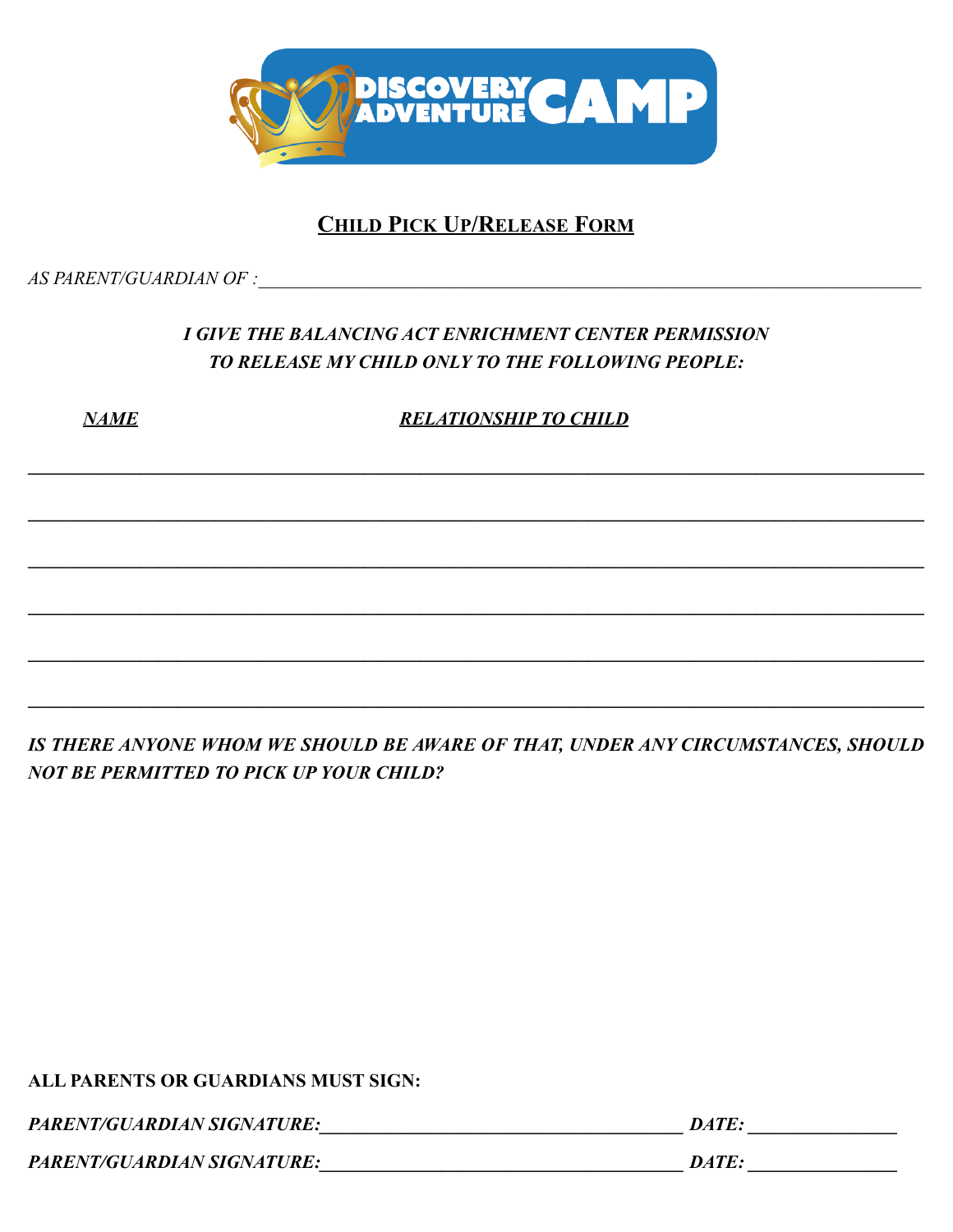DISCOVERY ADVENTURE CAMP

## <u>CHILD PICK UP/RELEASE FORM</u>

*AS PARENT/GUARDIAN OF :*\_\_\_\_\_\_\_\_\_\_\_\_\_\_\_\_\_\_\_\_\_\_\_\_\_\_\_\_\_\_\_\_\_\_\_\_\_\_\_\_\_\_\_\_\_\_\_\_\_\_\_\_\_\_\_\_\_\_\_\_\_\_\_\_\_\_\_\_\_\_

***I GIVE THE BALANCING ACT ENRICHMENT CENTER PERMISSION***
***TO RELEASE MY CHILD ONLY TO THE FOLLOWING PEOPLE:***

| ***NAME*** | ***RELATIONSHIP TO CHILD*** |
| --- | --- |
| | |
| | |
| | |
| | |
| | |
| | |

***IS THERE ANYONE WHOM WE SHOULD BE AWARE OF THAT, UNDER ANY CIRCUMSTANCES, SHOULD NOT BE PERMITTED TO PICK UP YOUR CHILD?***

**ALL PARENTS OR GUARDIANS MUST SIGN:**

***PARENT/GUARDIAN SIGNATURE:***\_\_\_\_\_\_\_\_\_\_\_\_\_\_\_\_\_\_\_\_\_\_\_\_\_\_\_\_\_\_\_\_\_\_\_\_\_\_\_ ***DATE:*** \_\_\_\_\_\_\_\_\_\_\_\_\_\_\_

***PARENT/GUARDIAN SIGNATURE:***\_\_\_\_\_\_\_\_\_\_\_\_\_\_\_\_\_\_\_\_\_\_\_\_\_\_\_\_\_\_\_\_\_\_\_\_\_\_\_ ***DATE:*** \_\_\_\_\_\_\_\_\_\_\_\_\_\_\_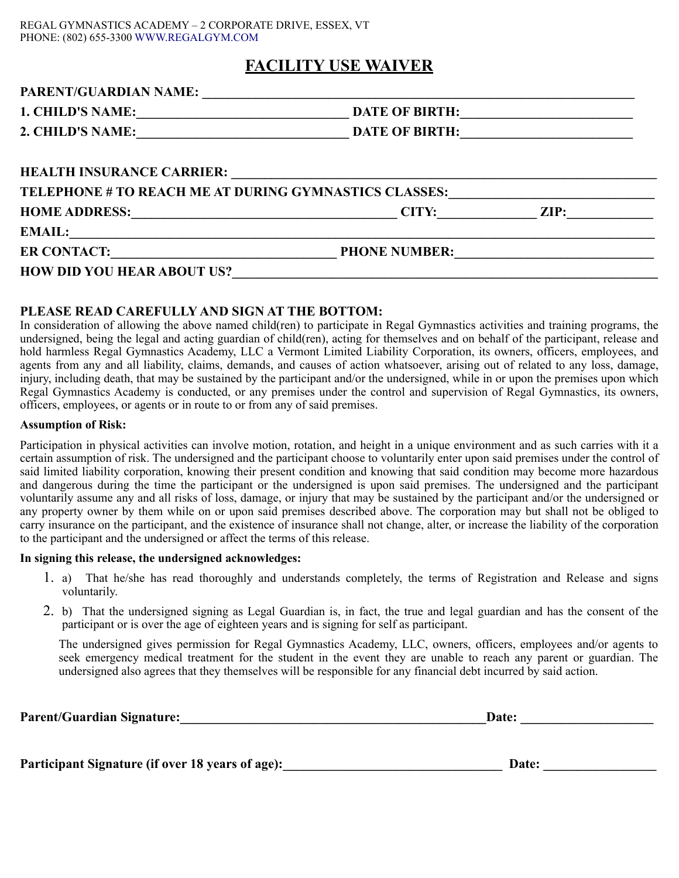REGAL GYMNASTICS ACADEMY – 2 CORPORATE DRIVE, ESSEX, VT
PHONE: (802) 655-3300 WWW.REGALGYM.COM

# FACILITY USE WAIVER

**PARENT/GUARDIAN NAME:** ____________________________________________

**1. CHILD'S NAME:**______________________________ **DATE OF BIRTH:**______________________

**2. CHILD'S NAME:**______________________________ **DATE OF BIRTH:**______________________

**HEALTH INSURANCE CARRIER:** ____________________________________________

**TELEPHONE # TO REACH ME AT DURING GYMNASTICS CLASSES:**__________________________

**HOME ADDRESS:**____________________________________ **CITY:**______________ **ZIP:**____________

**EMAIL:**______________________________________________________________

**ER CONTACT:**______________________________ **PHONE NUMBER:**__________________________

**HOW DID YOU HEAR ABOUT US?**__________________________________________

## PLEASE READ CAREFULLY AND SIGN AT THE BOTTOM:

In consideration of allowing the above named child(ren) to participate in Regal Gymnastics activities and training programs, the undersigned, being the legal and acting guardian of child(ren), acting for themselves and on behalf of the participant, release and hold harmless Regal Gymnastics Academy, LLC a Vermont Limited Liability Corporation, its owners, officers, employees, and agents from any and all liability, claims, demands, and causes of action whatsoever, arising out of related to any loss, damage, injury, including death, that may be sustained by the participant and/or the undersigned, while in or upon the premises upon which Regal Gymnastics Academy is conducted, or any premises under the control and supervision of Regal Gymnastics, its owners, officers, employees, or agents or in route to or from any of said premises.

**Assumption of Risk:**

Participation in physical activities can involve motion, rotation, and height in a unique environment and as such carries with it a certain assumption of risk. The undersigned and the participant choose to voluntarily enter upon said premises under the control of said limited liability corporation, knowing their present condition and knowing that said condition may become more hazardous and dangerous during the time the participant or the undersigned is upon said premises. The undersigned and the participant voluntarily assume any and all risks of loss, damage, or injury that may be sustained by the participant and/or the undersigned or any property owner by them while on or upon said premises described above. The corporation may but shall not be obliged to carry insurance on the participant, and the existence of insurance shall not change, alter, or increase the liability of the corporation to the participant and the undersigned or affect the terms of this release.

**In signing this release, the undersigned acknowledges:**

1. a) That he/she has read thoroughly and understands completely, the terms of Registration and Release and signs voluntarily.
2. b) That the undersigned signing as Legal Guardian is, in fact, the true and legal guardian and has the consent of the participant or is over the age of eighteen years and is signing for self as participant.

   The undersigned gives permission for Regal Gymnastics Academy, LLC, owners, officers, employees and/or agents to seek emergency medical treatment for the student in the event they are unable to reach any parent or guardian. The undersigned also agrees that they themselves will be responsible for any financial debt incurred by said action.

**Parent/Guardian Signature:**____________________________________ **Date:** ________________

**Participant Signature (if over 18 years of age):**____________________________ **Date:** ______________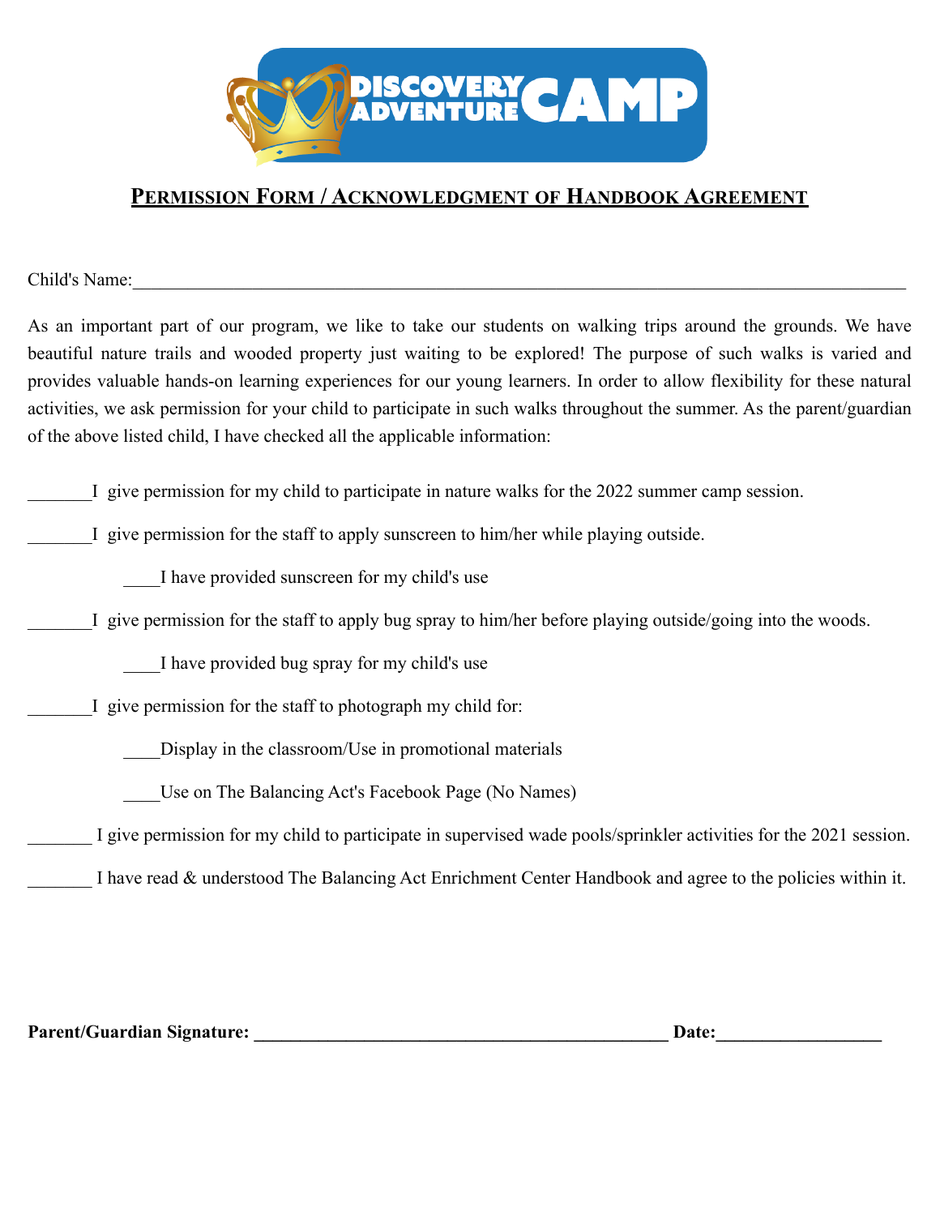# Permission Form / Acknowledgment of Handbook Agreement

Child's Name:________________________________________________________________________________

As an important part of our program, we like to take our students on walking trips around the grounds. We have beautiful nature trails and wooded property just waiting to be explored! The purpose of such walks is varied and provides valuable hands-on learning experiences for our young learners. In order to allow flexibility for these natural activities, we ask permission for your child to participate in such walks throughout the summer. As the parent/guardian of the above listed child, I have checked all the applicable information:

_______I give permission for my child to participate in nature walks for the 2022 summer camp session.

_______I give permission for the staff to apply sunscreen to him/her while playing outside.

____I have provided sunscreen for my child's use

_______I give permission for the staff to apply bug spray to him/her before playing outside/going into the woods.

____I have provided bug spray for my child's use

_______I give permission for the staff to photograph my child for:

____Display in the classroom/Use in promotional materials

____Use on The Balancing Act's Facebook Page (No Names)

_______ I give permission for my child to participate in supervised wade pools/sprinkler activities for the 2021 session.

_______ I have read & understood The Balancing Act Enrichment Center Handbook and agree to the policies within it.

**Parent/Guardian Signature: ______________________________________________ Date:_________________**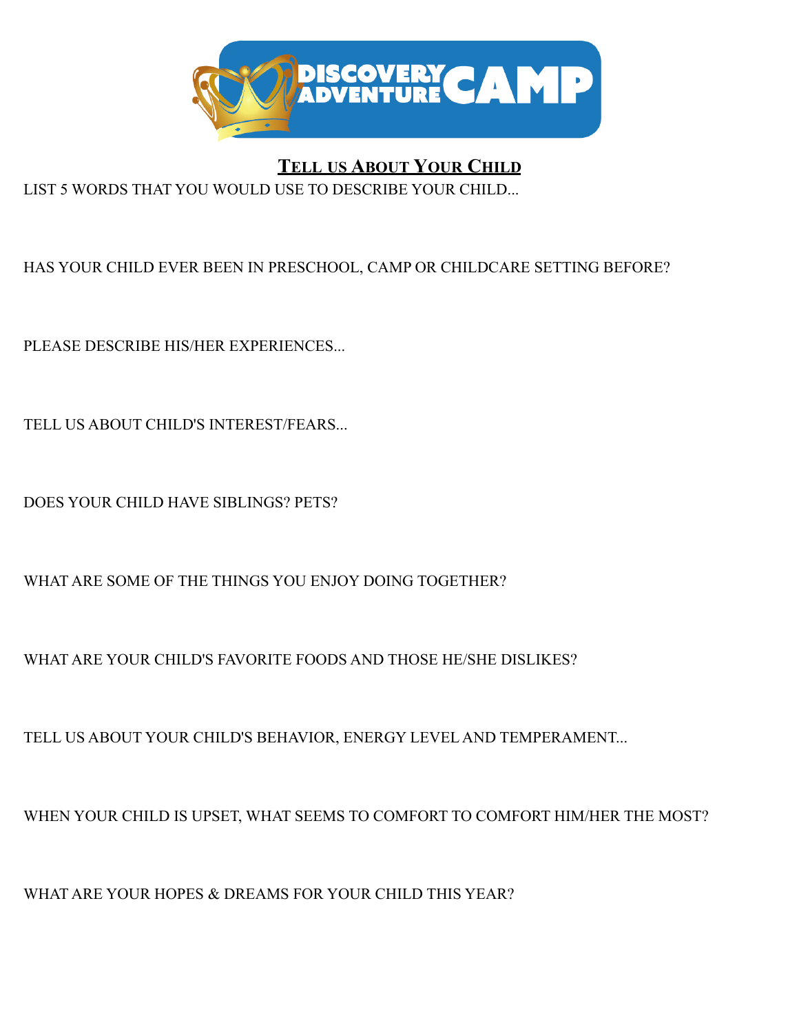# Tell us About Your Child

LIST 5 WORDS THAT YOU WOULD USE TO DESCRIBE YOUR CHILD...

HAS YOUR CHILD EVER BEEN IN PRESCHOOL, CAMP OR CHILDCARE SETTING BEFORE?

PLEASE DESCRIBE HIS/HER EXPERIENCES...

TELL US ABOUT CHILD'S INTEREST/FEARS...

DOES YOUR CHILD HAVE SIBLINGS? PETS?

WHAT ARE SOME OF THE THINGS YOU ENJOY DOING TOGETHER?

WHAT ARE YOUR CHILD'S FAVORITE FOODS AND THOSE HE/SHE DISLIKES?

TELL US ABOUT YOUR CHILD'S BEHAVIOR, ENERGY LEVEL AND TEMPERAMENT...

WHEN YOUR CHILD IS UPSET, WHAT SEEMS TO COMFORT TO COMFORT HIM/HER THE MOST?

WHAT ARE YOUR HOPES & DREAMS FOR YOUR CHILD THIS YEAR?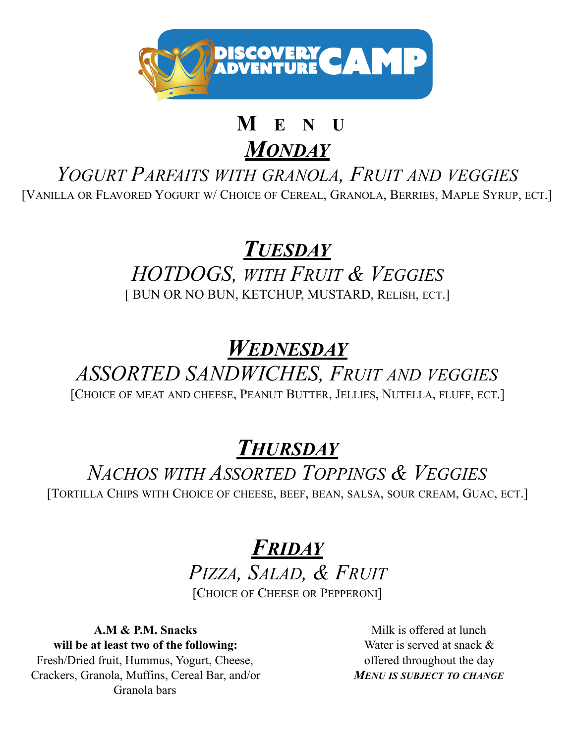DISCOVERY ADVENTURE CAMP

# MENU

## ***MONDAY***

*YOGURT PARFAITS WITH GRANOLA, FRUIT AND VEGGIES*

[VANILLA OR FLAVORED YOGURT W/ CHOICE OF CEREAL, GRANOLA, BERRIES, MAPLE SYRUP, ECT.]

## ***TUESDAY***

*HOTDOGS, WITH FRUIT & VEGGIES*

[ BUN OR NO BUN, KETCHUP, MUSTARD, RELISH, ECT.]

## ***WEDNESDAY***

*ASSORTED SANDWICHES, FRUIT AND VEGGIES*

[CHOICE OF MEAT AND CHEESE, PEANUT BUTTER, JELLIES, NUTELLA, FLUFF, ECT.]

## ***THURSDAY***

*NACHOS WITH ASSORTED TOPPINGS & VEGGIES*

[TORTILLA CHIPS WITH CHOICE OF CHEESE, BEEF, BEAN, SALSA, SOUR CREAM, GUAC, ECT.]

## ***FRIDAY***

*PIZZA, SALAD, & FRUIT*

[CHOICE OF CHEESE OR PEPPERONI]

**A.M & P.M. Snacks will be at least two of the following:**
Fresh/Dried fruit, Hummus, Yogurt, Cheese, Crackers, Granola, Muffins, Cereal Bar, and/or Granola bars

Milk is offered at lunch
Water is served at snack & offered throughout the day
***MENU IS SUBJECT TO CHANGE***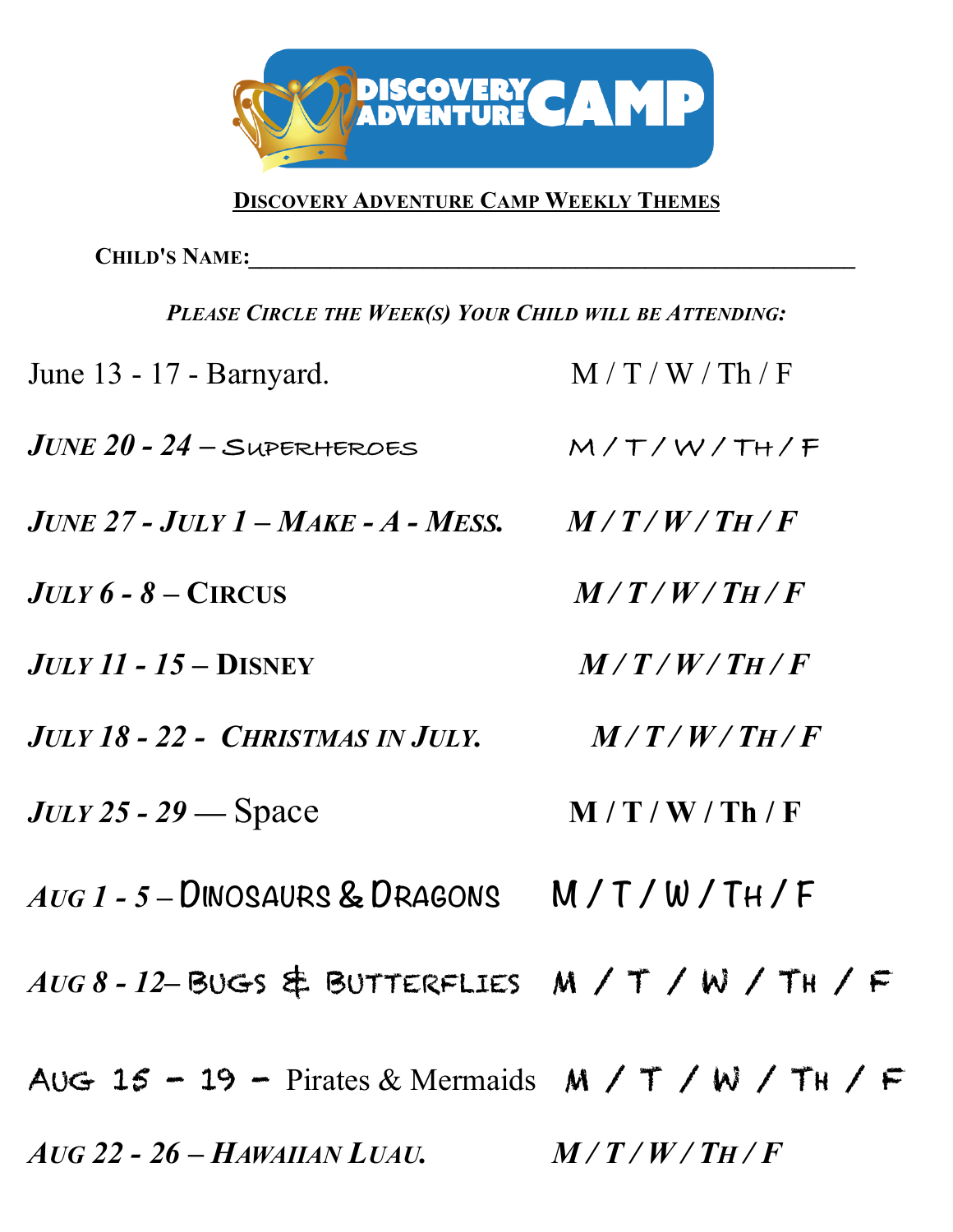DISCOVERY ADVENTURE CAMP

## DISCOVERY ADVENTURE CAMP WEEKLY THEMES

**CHILD'S NAME:**___________________________________________________

***PLEASE CIRCLE THE WEEK(S) YOUR CHILD WILL BE ATTENDING:***

| Week | Days |
|---|---|
| June 13 - 17 - Barnyard. | M / T / W / Th / F |
| *June 20 - 24* – Superheroes | M / T / W / Th / F |
| ***June 27 - July 1 – Make - A - Mess.*** | ***M / T / W / Th / F*** |
| *July 6 - 8* – **Circus** | ***M / T / W / Th / F*** |
| *July 11 - 15* – **Disney** | ***M / T / W / Th / F*** |
| ***July 18 - 22 - Christmas in July.*** | ***M / T / W / Th / F*** |
| *July 25 - 29* — Space | **M / T / W / Th / F** |
| *Aug 1 - 5* – Dinosaurs & Dragons | M / T / W / Th / F |
| *Aug 8 - 12*– Bugs & Butterflies | M / T / W / Th / F |
| Aug 15 - 19 - Pirates & Mermaids | M / T / W / Th / F |
| ***Aug 22 - 26 – Hawaiian Luau.*** | ***M / T / W / Th / F*** |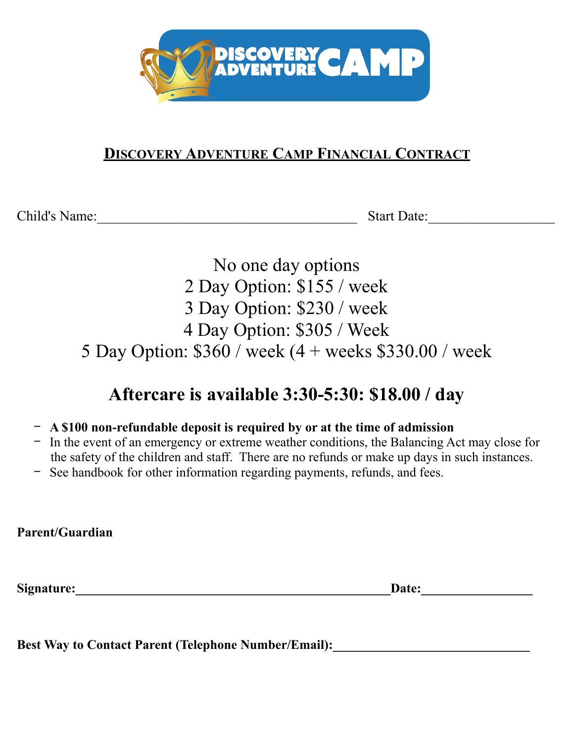# Discovery Adventure Camp Financial Contract

Child's Name:_____________________________________ Start Date:__________________

No one day options

2 Day Option: $155 / week

3 Day Option: $230 / week

4 Day Option: $305 / Week

5 Day Option: $360 / week (4 + weeks $330.00 / week

## Aftercare is available 3:30-5:30: $18.00 / day

- **A $100 non-refundable deposit is required by or at the time of admission**
- In the event of an emergency or extreme weather conditions, the Balancing Act may close for the safety of the children and staff. There are no refunds or make up days in such instances.
- See handbook for other information regarding payments, refunds, and fees.

**Parent/Guardian**

**Signature:**____________________________________________________**Date:**_________________

**Best Way to Contact Parent (Telephone Number/Email):**______________________________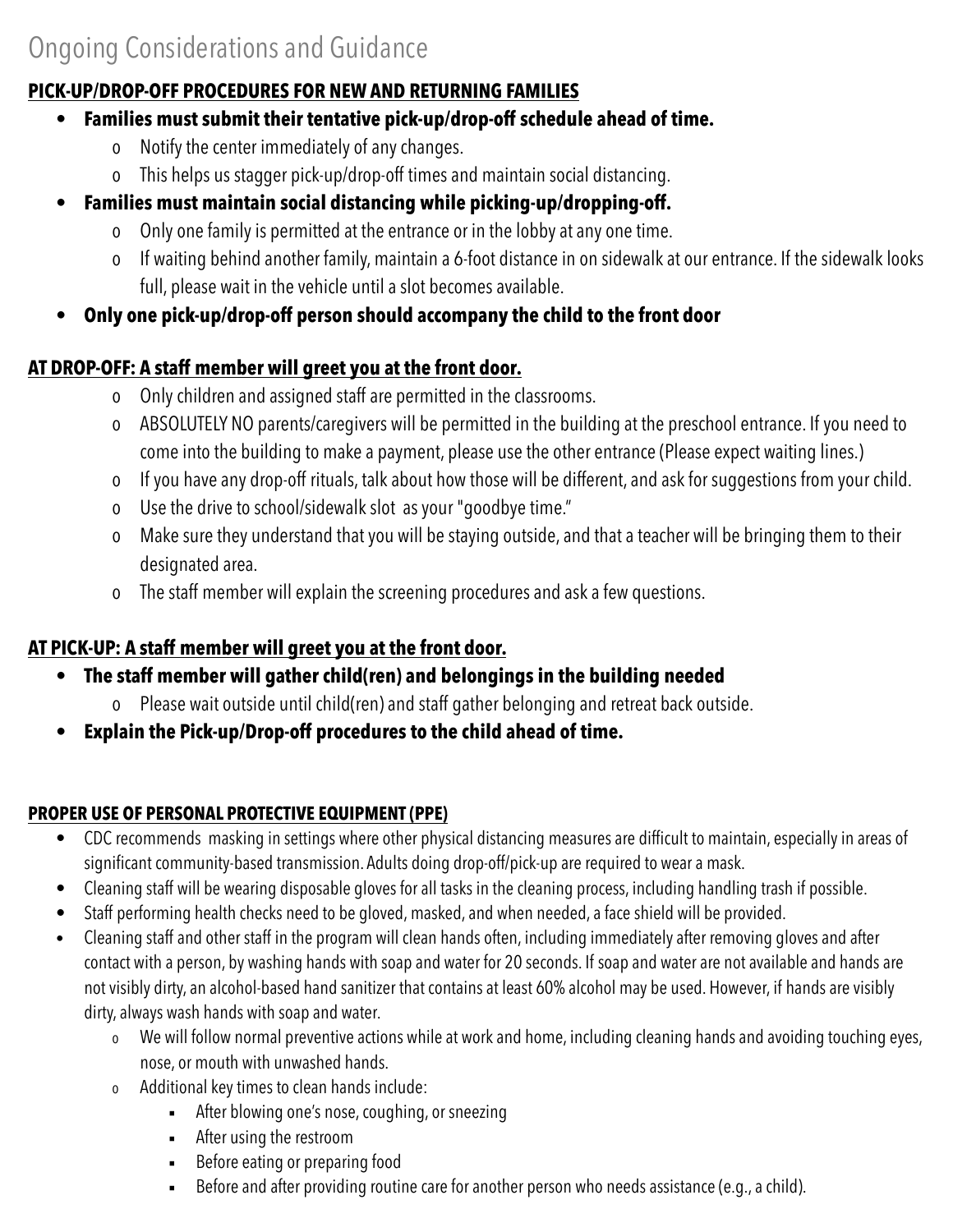# Ongoing Considerations and Guidance

**PICK-UP/DROP-OFF PROCEDURES FOR NEW AND RETURNING FAMILIES**

- **Families must submit their tentative pick-up/drop-off schedule ahead of time.**
  - Notify the center immediately of any changes.
  - This helps us stagger pick-up/drop-off times and maintain social distancing.
- **Families must maintain social distancing while picking-up/dropping-off.**
  - Only one family is permitted at the entrance or in the lobby at any one time.
  - If waiting behind another family, maintain a 6-foot distance in on sidewalk at our entrance. If the sidewalk looks full, please wait in the vehicle until a slot becomes available.
- **Only one pick-up/drop-off person should accompany the child to the front door**

**AT DROP-OFF: A staff member will greet you at the front door.**

- Only children and assigned staff are permitted in the classrooms.
- ABSOLUTELY NO parents/caregivers will be permitted in the building at the preschool entrance. If you need to come into the building to make a payment, please use the other entrance (Please expect waiting lines.)
- If you have any drop-off rituals, talk about how those will be different, and ask for suggestions from your child.
- Use the drive to school/sidewalk slot as your "goodbye time."
- Make sure they understand that you will be staying outside, and that a teacher will be bringing them to their designated area.
- The staff member will explain the screening procedures and ask a few questions.

**AT PICK-UP: A staff member will greet you at the front door.**

- **The staff member will gather child(ren) and belongings in the building needed**
  - Please wait outside until child(ren) and staff gather belonging and retreat back outside.
- **Explain the Pick-up/Drop-off procedures to the child ahead of time.**

**PROPER USE OF PERSONAL PROTECTIVE EQUIPMENT (PPE)**

- CDC recommends masking in settings where other physical distancing measures are difficult to maintain, especially in areas of significant community-based transmission. Adults doing drop-off/pick-up are required to wear a mask.
- Cleaning staff will be wearing disposable gloves for all tasks in the cleaning process, including handling trash if possible.
- Staff performing health checks need to be gloved, masked, and when needed, a face shield will be provided.
- Cleaning staff and other staff in the program will clean hands often, including immediately after removing gloves and after contact with a person, by washing hands with soap and water for 20 seconds. If soap and water are not available and hands are not visibly dirty, an alcohol-based hand sanitizer that contains at least 60% alcohol may be used. However, if hands are visibly dirty, always wash hands with soap and water.
  - We will follow normal preventive actions while at work and home, including cleaning hands and avoiding touching eyes, nose, or mouth with unwashed hands.
  - Additional key times to clean hands include:
    - After blowing one's nose, coughing, or sneezing
    - After using the restroom
    - Before eating or preparing food
    - Before and after providing routine care for another person who needs assistance (e.g., a child).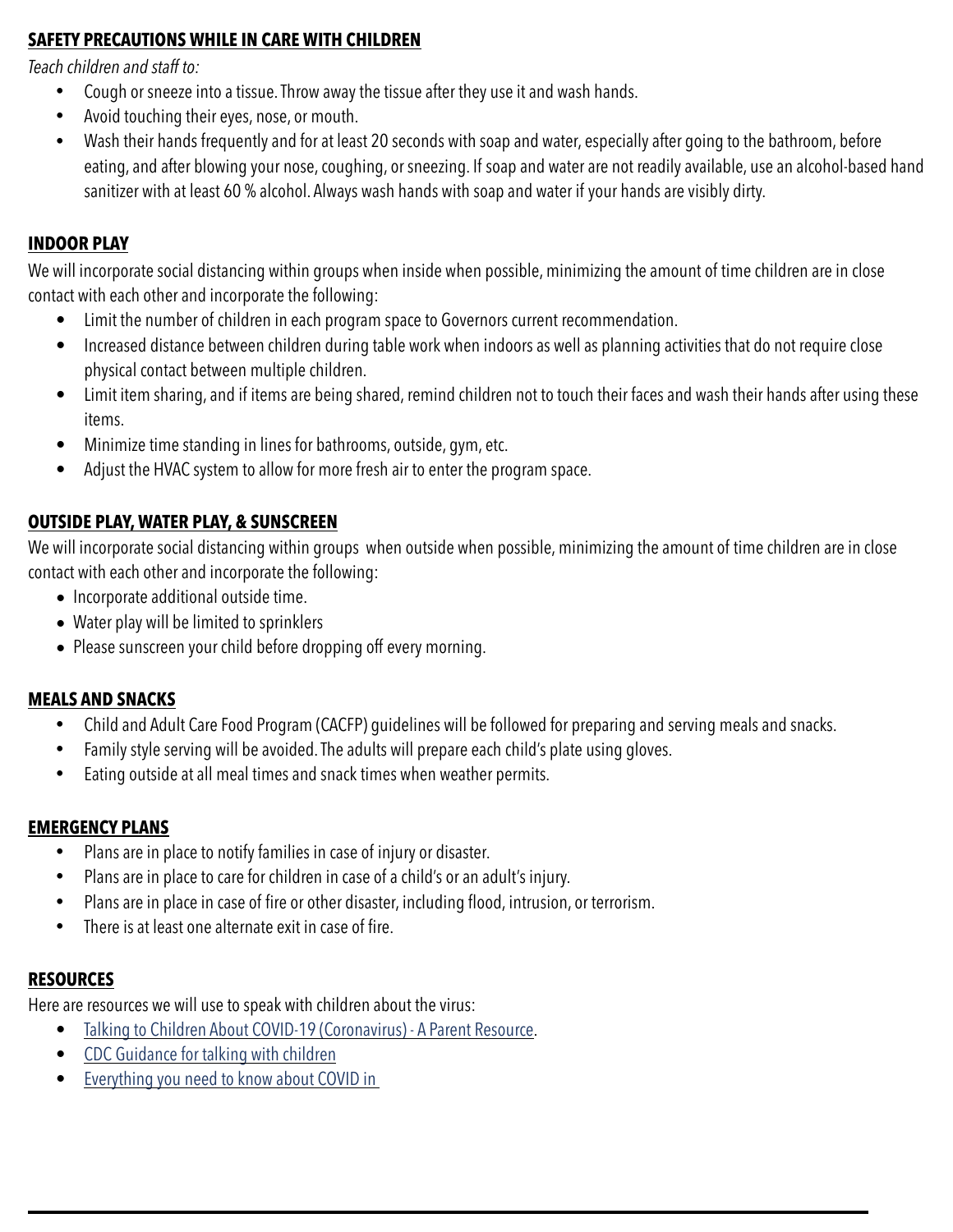## SAFETY PRECAUTIONS WHILE IN CARE WITH CHILDREN

*Teach children and staff to:*

- Cough or sneeze into a tissue. Throw away the tissue after they use it and wash hands.
- Avoid touching their eyes, nose, or mouth.
- Wash their hands frequently and for at least 20 seconds with soap and water, especially after going to the bathroom, before eating, and after blowing your nose, coughing, or sneezing. If soap and water are not readily available, use an alcohol-based hand sanitizer with at least 60 % alcohol. Always wash hands with soap and water if your hands are visibly dirty.

## INDOOR PLAY

We will incorporate social distancing within groups when inside when possible, minimizing the amount of time children are in close contact with each other and incorporate the following:

- Limit the number of children in each program space to Governors current recommendation.
- Increased distance between children during table work when indoors as well as planning activities that do not require close physical contact between multiple children.
- Limit item sharing, and if items are being shared, remind children not to touch their faces and wash their hands after using these items.
- Minimize time standing in lines for bathrooms, outside, gym, etc.
- Adjust the HVAC system to allow for more fresh air to enter the program space.

## OUTSIDE PLAY, WATER PLAY, & SUNSCREEN

We will incorporate social distancing within groups when outside when possible, minimizing the amount of time children are in close contact with each other and incorporate the following:

- Incorporate additional outside time.
- Water play will be limited to sprinklers
- Please sunscreen your child before dropping off every morning.

## MEALS AND SNACKS

- Child and Adult Care Food Program (CACFP) guidelines will be followed for preparing and serving meals and snacks.
- Family style serving will be avoided. The adults will prepare each child's plate using gloves.
- Eating outside at all meal times and snack times when weather permits.

## EMERGENCY PLANS

- Plans are in place to notify families in case of injury or disaster.
- Plans are in place to care for children in case of a child's or an adult's injury.
- Plans are in place in case of fire or other disaster, including flood, intrusion, or terrorism.
- There is at least one alternate exit in case of fire.

## RESOURCES

Here are resources we will use to speak with children about the virus:

- Talking to Children About COVID-19 (Coronavirus) - A Parent Resource.
- CDC Guidance for talking with children
- Everything you need to know about COVID in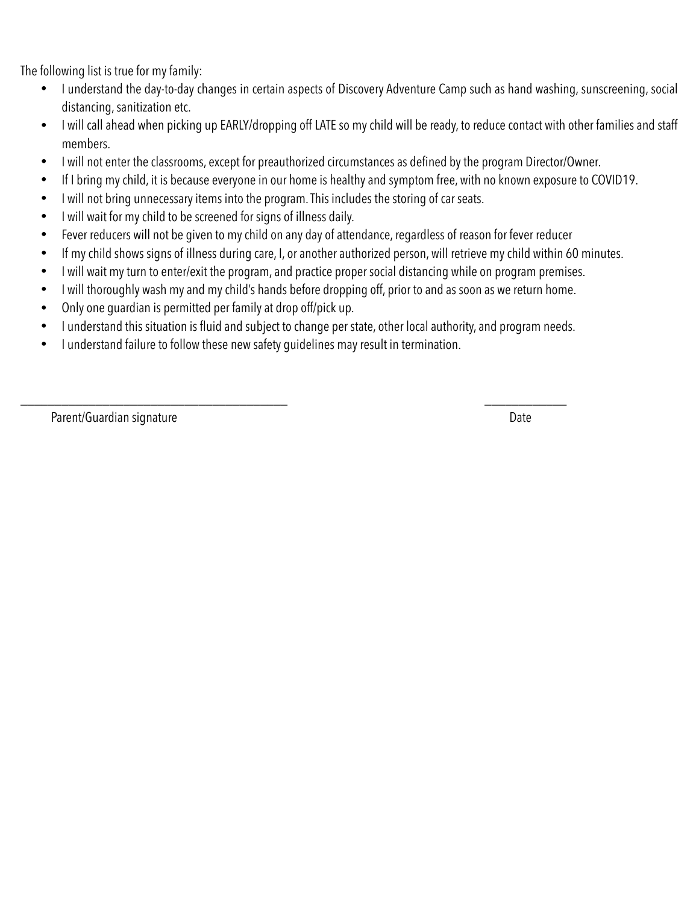The following list is true for my family:

- I understand the day-to-day changes in certain aspects of Discovery Adventure Camp such as hand washing, sunscreening, social distancing, sanitization etc.
- I will call ahead when picking up EARLY/dropping off LATE so my child will be ready, to reduce contact with other families and staff members.
- I will not enter the classrooms, except for preauthorized circumstances as defined by the program Director/Owner.
- If I bring my child, it is because everyone in our home is healthy and symptom free, with no known exposure to COVID19.
- I will not bring unnecessary items into the program. This includes the storing of car seats.
- I will wait for my child to be screened for signs of illness daily.
- Fever reducers will not be given to my child on any day of attendance, regardless of reason for fever reducer
- If my child shows signs of illness during care, I, or another authorized person, will retrieve my child within 60 minutes.
- I will wait my turn to enter/exit the program, and practice proper social distancing while on program premises.
- I will thoroughly wash my and my child's hands before dropping off, prior to and as soon as we return home.
- Only one guardian is permitted per family at drop off/pick up.
- I understand this situation is fluid and subject to change per state, other local authority, and program needs.
- I understand failure to follow these new safety guidelines may result in termination.

_______________________________________________ ______________

Parent/Guardian signature Date